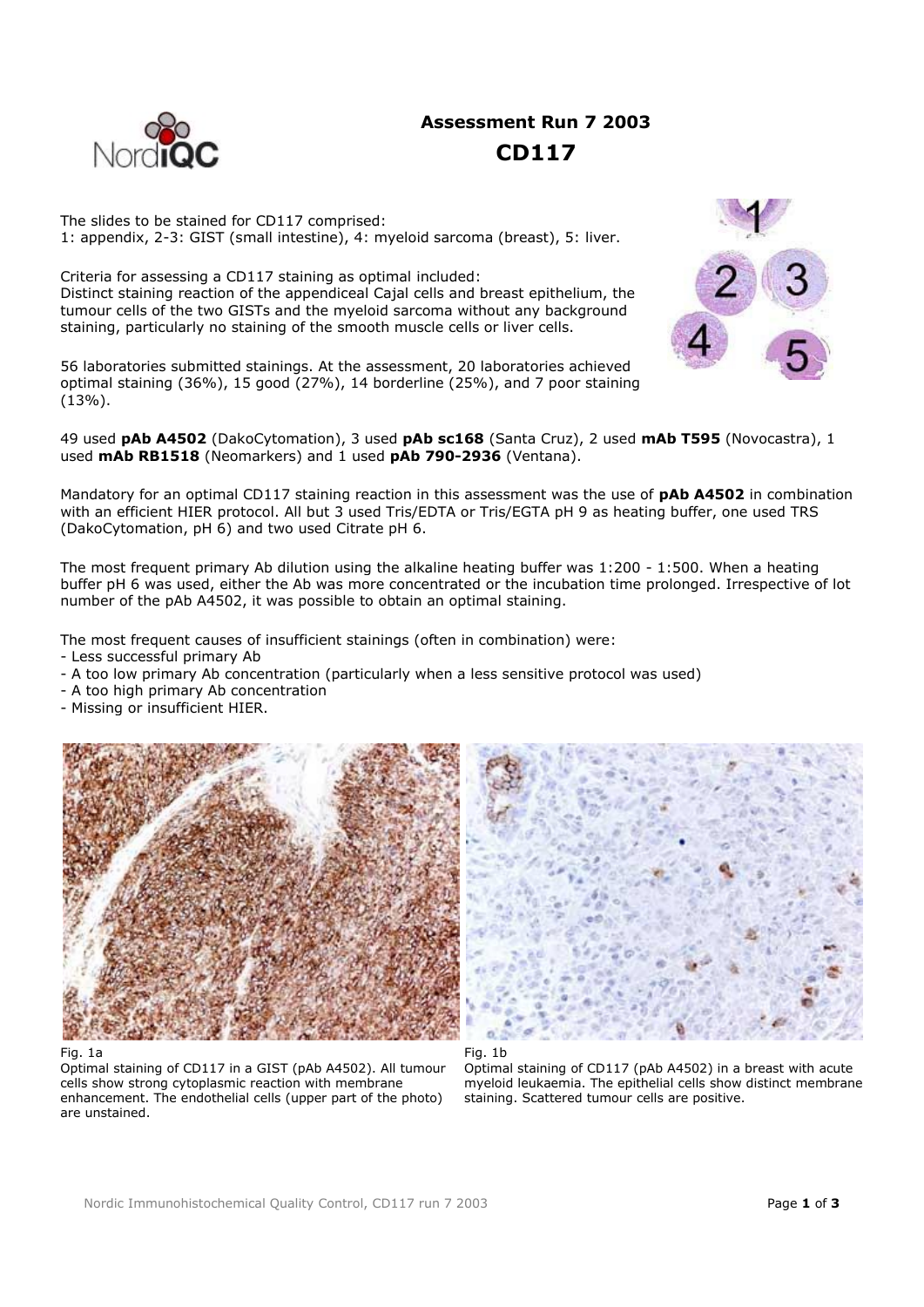# Assessment Run 7 2003

## CD117

The slides to be stained for CD117 comprised:
1: appendix, 2-3: GIST (small intestine), 4: myeloid sarcoma (breast), 5: liver.

Criteria for assessing a CD117 staining as optimal included:
Distinct staining reaction of the appendiceal Cajal cells and breast epithelium, the tumour cells of the two GISTs and the myeloid sarcoma without any background staining, particularly no staining of the smooth muscle cells or liver cells.

56 laboratories submitted stainings. At the assessment, 20 laboratories achieved optimal staining (36%), 15 good (27%), 14 borderline (25%), and 7 poor staining (13%).

49 used **pAb A4502** (DakoCytomation), 3 used **pAb sc168** (Santa Cruz), 2 used **mAb T595** (Novocastra), 1 used **mAb RB1518** (Neomarkers) and 1 used **pAb 790-2936** (Ventana).

Mandatory for an optimal CD117 staining reaction in this assessment was the use of **pAb A4502** in combination with an efficient HIER protocol. All but 3 used Tris/EDTA or Tris/EGTA pH 9 as heating buffer, one used TRS (DakoCytomation, pH 6) and two used Citrate pH 6.

The most frequent primary Ab dilution using the alkaline heating buffer was 1:200 - 1:500. When a heating buffer pH 6 was used, either the Ab was more concentrated or the incubation time prolonged. Irrespective of lot number of the pAb A4502, it was possible to obtain an optimal staining.

The most frequent causes of insufficient stainings (often in combination) were:

- Less successful primary Ab
- A too low primary Ab concentration (particularly when a less sensitive protocol was used)
- A too high primary Ab concentration
- Missing or insufficient HIER.

Fig. 1a
Optimal staining of CD117 in a GIST (pAb A4502). All tumour cells show strong cytoplasmic reaction with membrane enhancement. The endothelial cells (upper part of the photo) are unstained.

Fig. 1b
Optimal staining of CD117 (pAb A4502) in a breast with acute myeloid leukaemia. The epithelial cells show distinct membrane staining. Scattered tumour cells are positive.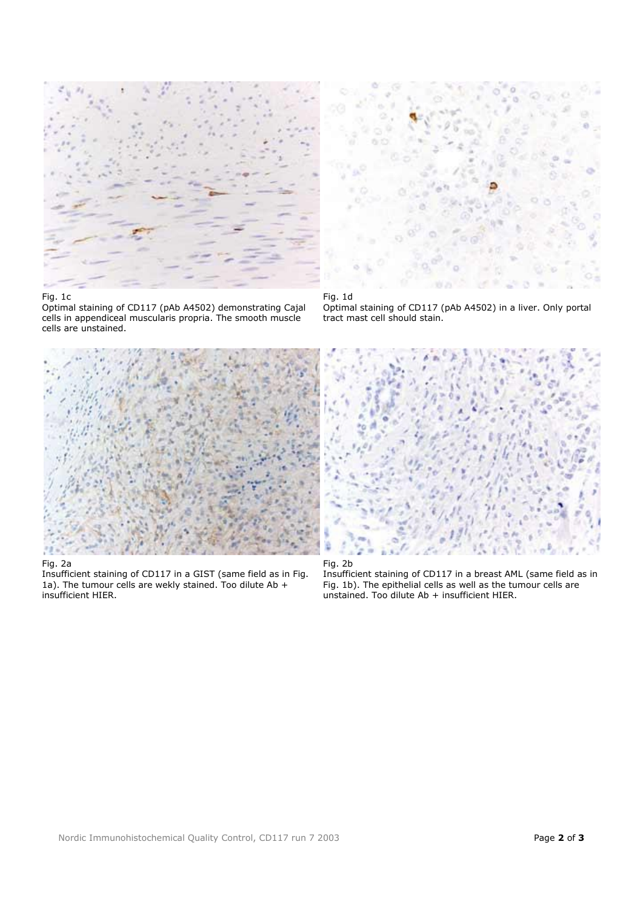Fig. 1c
Optimal staining of CD117 (pAb A4502) demonstrating Cajal cells in appendiceal muscularis propria. The smooth muscle cells are unstained.

Fig. 1d
Optimal staining of CD117 (pAb A4502) in a liver. Only portal tract mast cell should stain.

Fig. 2a
Insufficient staining of CD117 in a GIST (same field as in Fig. 1a). The tumour cells are wekly stained. Too dilute Ab + insufficient HIER.

Fig. 2b
Insufficient staining of CD117 in a breast AML (same field as in Fig. 1b). The epithelial cells as well as the tumour cells are unstained. Too dilute Ab + insufficient HIER.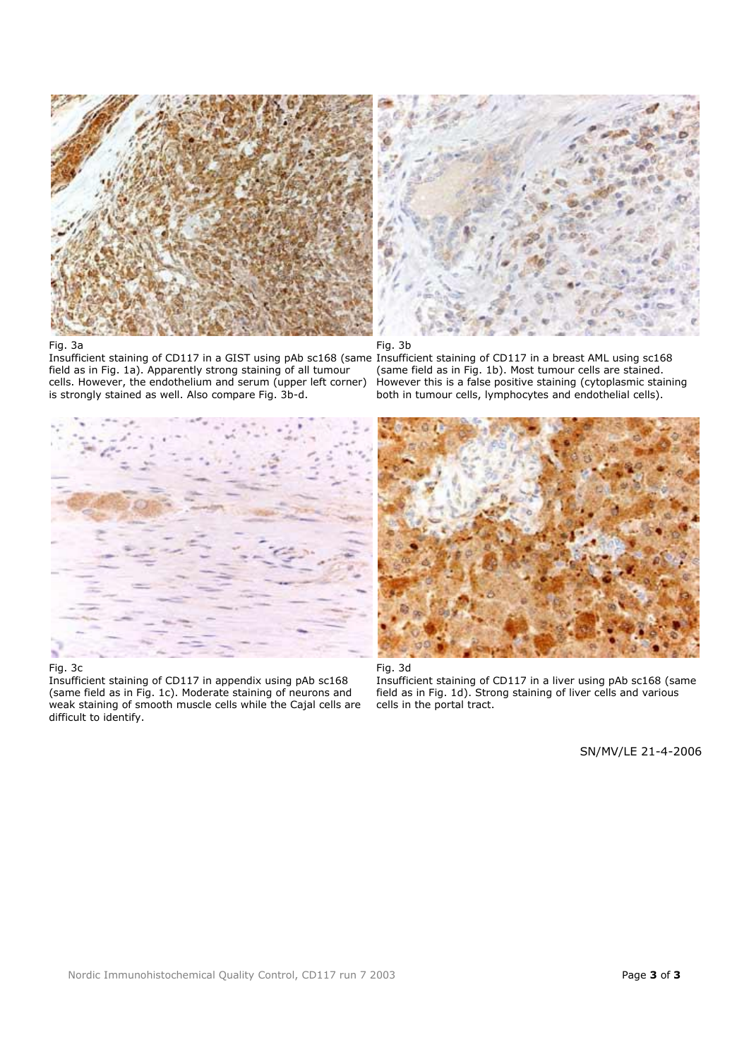Fig. 3a
Insufficient staining of CD117 in a GIST using pAb sc168 (same field as in Fig. 1a). Apparently strong staining of all tumour cells. However, the endothelium and serum (upper left corner) is strongly stained as well. Also compare Fig. 3b-d.

Fig. 3b
Insufficient staining of CD117 in a breast AML using sc168 (same field as in Fig. 1b). Most tumour cells are stained. However this is a false positive staining (cytoplasmic staining both in tumour cells, lymphocytes and endothelial cells).

Fig. 3c
Insufficient staining of CD117 in appendix using pAb sc168 (same field as in Fig. 1c). Moderate staining of neurons and weak staining of smooth muscle cells while the Cajal cells are difficult to identify.

Fig. 3d
Insufficient staining of CD117 in a liver using pAb sc168 (same field as in Fig. 1d). Strong staining of liver cells and various cells in the portal tract.

SN/MV/LE 21-4-2006